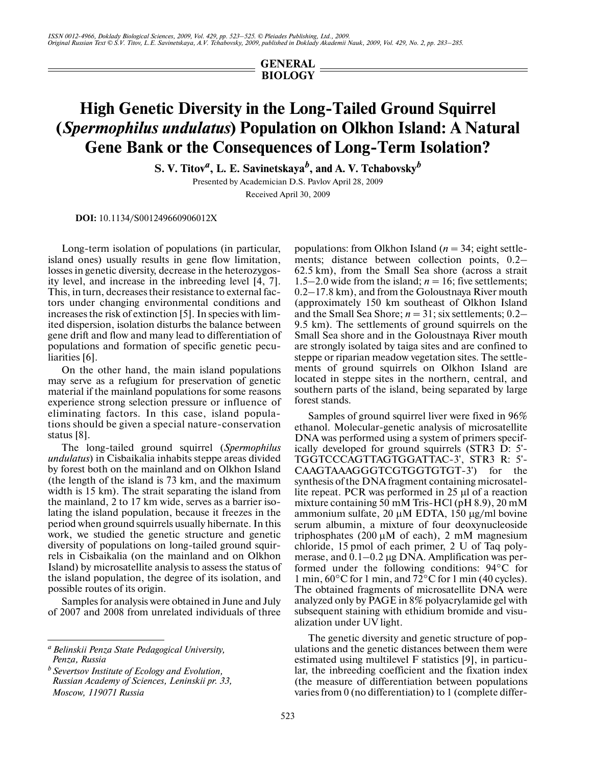GENERAL BIOLOGY

# High Genetic Diversity in the Long-Tailed Ground Squirrel (*Spermophilus undulatus*) Population on Olkhon Island: A Natural Gene Bank or the Consequences of Long-Term Isolation?

**S. V. Titov[a], L. E. Savinetskaya[b], and A. V. Tchabovsky[b]**

Presented by Academician D.S. Pavlov April 28, 2009

Received April 30, 2009

**DOI:** 10.1134/S001249660906012X

Long-term isolation of populations (in particular, island ones) usually results in gene flow limitation, losses in genetic diversity, decrease in the heterozygosity level, and increase in the inbreeding level [4, 7]. This, in turn, decreases their resistance to external factors under changing environmental conditions and increases the risk of extinction [5]. In species with limited dispersion, isolation disturbs the balance between gene drift and flow and many lead to differentiation of populations and formation of specific genetic peculiarities [6].

On the other hand, the main island populations may serve as a refugium for preservation of genetic material if the mainland populations for some reasons experience strong selection pressure or influence of eliminating factors. In this case, island populations should be given a special nature-conservation status [8].

The long-tailed ground squirrel (*Spermophilus undulatus*) in Cisbaikalia inhabits steppe areas divided by forest both on the mainland and on Olkhon Island (the length of the island is 73 km, and the maximum width is 15 km). The strait separating the island from the mainland, 2 to 17 km wide, serves as a barrier isolating the island population, because it freezes in the period when ground squirrels usually hibernate. In this work, we studied the genetic structure and genetic diversity of populations on long-tailed ground squirrels in Cisbaikalia (on the mainland and on Olkhon Island) by microsatellite analysis to assess the status of the island population, the degree of its isolation, and possible routes of its origin.

Samples for analysis were obtained in June and July of 2007 and 2008 from unrelated individuals of three populations: from Olkhon Island ($n = 34$; eight settlements; distance between collection points, 0.2–62.5 km), from the Small Sea shore (across a strait 1.5–2.0 wide from the island; $n = 16$; five settlements; 0.2–17.8 km), and from the Goloustnaya River mouth (approximately 150 km southeast of Olkhon Island and the Small Sea Shore; $n = 31$; six settlements; 0.2–9.5 km). The settlements of ground squirrels on the Small Sea shore and in the Goloustnaya River mouth are strongly isolated by taiga sites and are confined to steppe or riparian meadow vegetation sites. The settlements of ground squirrels on Olkhon Island are located in steppe sites in the northern, central, and southern parts of the island, being separated by large forest stands.

Samples of ground squirrel liver were fixed in 96% ethanol. Molecular-genetic analysis of microsatellite DNA was performed using a system of primers specifically developed for ground squirrels (STR3 D: 5'-TGGTCCCAGTTAGTGGATTAC-3', STR3 R: 5'-CAAGTAAAGGGTCGTGGTGTGT-3') for the synthesis of the DNA fragment containing microsatellite repeat. PCR was performed in 25 μl of a reaction mixture containing 50 mM Tris-HCl (pH 8.9), 20 mM ammonium sulfate, 20 μM EDTA, 150 μg/ml bovine serum albumin, a mixture of four deoxynucleoside triphosphates (200 μM of each), 2 mM magnesium chloride, 15 pmol of each primer, 2 U of Taq polymerase, and 0.1–0.2 μg DNA. Amplification was performed under the following conditions: 94°C for 1 min, 60°C for 1 min, and 72°C for 1 min (40 cycles). The obtained fragments of microsatellite DNA were analyzed only by PAGE in 8% polyacrylamide gel with subsequent staining with ethidium bromide and visualization under UV light.

The genetic diversity and genetic structure of populations and the genetic distances between them were estimated using multilevel F statistics [9], in particular, the inbreeding coefficient and the fixation index (the measure of differentiation between populations varies from 0 (no differentiation) to 1 (complete differ-

---

[a] Belinskii Penza State Pedagogical University, Penza, Russia

[b] Severtsov Institute of Ecology and Evolution, Russian Academy of Sciences, Leninskii pr. 33, Moscow, 119071 Russia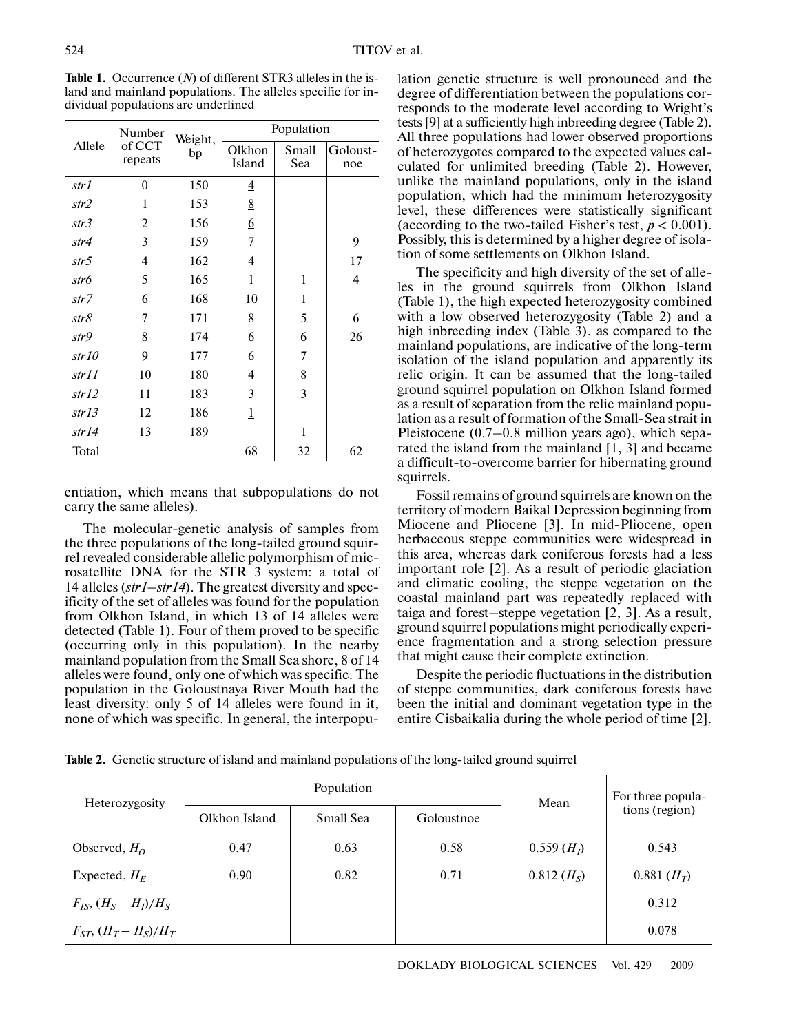**Table 1.** Occurrence ($N$) of different STR3 alleles in the island and mainland populations. The alleles specific for individual populations are underlined

| Allele | Number of CCT repeats | Weight, bp | Population | | |
|---|---|---|---|---|---|
| | | | Olkhon Island | Small Sea | Goloustnoe |
| *str1* | 0 | 150 | <u>4</u> | | |
| *str2* | 1 | 153 | <u>8</u> | | |
| *str3* | 2 | 156 | <u>6</u> | | |
| *str4* | 3 | 159 | 7 | | 9 |
| *str5* | 4 | 162 | 4 | | 17 |
| *str6* | 5 | 165 | 1 | 1 | 4 |
| *str7* | 6 | 168 | 10 | 1 | |
| *str8* | 7 | 171 | 8 | 5 | 6 |
| *str9* | 8 | 174 | 6 | 6 | 26 |
| *str10* | 9 | 177 | 6 | 7 | |
| *str11* | 10 | 180 | 4 | 8 | |
| *str12* | 11 | 183 | 3 | 3 | |
| *str13* | 12 | 186 | <u>1</u> | | |
| *str14* | 13 | 189 | | <u>1</u> | |
| Total | | | 68 | 32 | 62 |

entiation, which means that subpopulations do not carry the same alleles).

The molecular-genetic analysis of samples from the three populations of the long-tailed ground squirrel revealed considerable allelic polymorphism of microsatellite DNA for the STR 3 system: a total of 14 alleles (*str1–str14*). The greatest diversity and specificity of the set of alleles was found for the population from Olkhon Island, in which 13 of 14 alleles were detected (Table 1). Four of them proved to be specific (occurring only in this population). In the nearby mainland population from the Small Sea shore, 8 of 14 alleles were found, only one of which was specific. The population in the Goloustnaya River Mouth had the least diversity: only 5 of 14 alleles were found in it, none of which was specific. In general, the interpopulation genetic structure is well pronounced and the degree of differentiation between the populations corresponds to the moderate level according to Wright's tests [9] at a sufficiently high inbreeding degree (Table 2). All three populations had lower observed proportions of heterozygotes compared to the expected values calculated for unlimited breeding (Table 2). However, unlike the mainland populations, only in the island population, which had the minimum heterozygosity level, these differences were statistically significant (according to the two-tailed Fisher's test, $p < 0.001$). Possibly, this is determined by a higher degree of isolation of some settlements on Olkhon Island.

The specificity and high diversity of the set of alleles in the ground squirrels from Olkhon Island (Table 1), the high expected heterozygosity combined with a low observed heterozygosity (Table 2) and a high inbreeding index (Table 3), as compared to the mainland populations, are indicative of the long-term isolation of the island population and apparently its relic origin. It can be assumed that the long-tailed ground squirrel population on Olkhon Island formed as a result of separation from the relic mainland population as a result of formation of the Small-Sea strait in Pleistocene (0.7–0.8 million years ago), which separated the island from the mainland [1, 3] and became a difficult-to-overcome barrier for hibernating ground squirrels.

Fossil remains of ground squirrels are known on the territory of modern Baikal Depression beginning from Miocene and Pliocene [3]. In mid-Pliocene, open herbaceous steppe communities were widespread in this area, whereas dark coniferous forests had a less important role [2]. As a result of periodic glaciation and climatic cooling, the steppe vegetation on the coastal mainland part was repeatedly replaced with taiga and forest–steppe vegetation [2, 3]. As a result, ground squirrel populations might periodically experience fragmentation and a strong selection pressure that might cause their complete extinction.

Despite the periodic fluctuations in the distribution of steppe communities, dark coniferous forests have been the initial and dominant vegetation type in the entire Cisbaikalia during the whole period of time [2].

**Table 2.** Genetic structure of island and mainland populations of the long-tailed ground squirrel

| Heterozygosity | Population | | | Mean | For three populations (region) |
|---|---|---|---|---|---|
| | Olkhon Island | Small Sea | Goloustnoe | | |
| Observed, $H_O$ | 0.47 | 0.63 | 0.58 | 0.559 ($H_I$) | 0.543 |
| Expected, $H_E$ | 0.90 | 0.82 | 0.71 | 0.812 ($H_S$) | 0.881 ($H_T$) |
| $F_{IS}$, $(H_S - H_I)/H_S$ | | | | | 0.312 |
| $F_{ST}$, $(H_T - H_S)/H_T$ | | | | | 0.078 |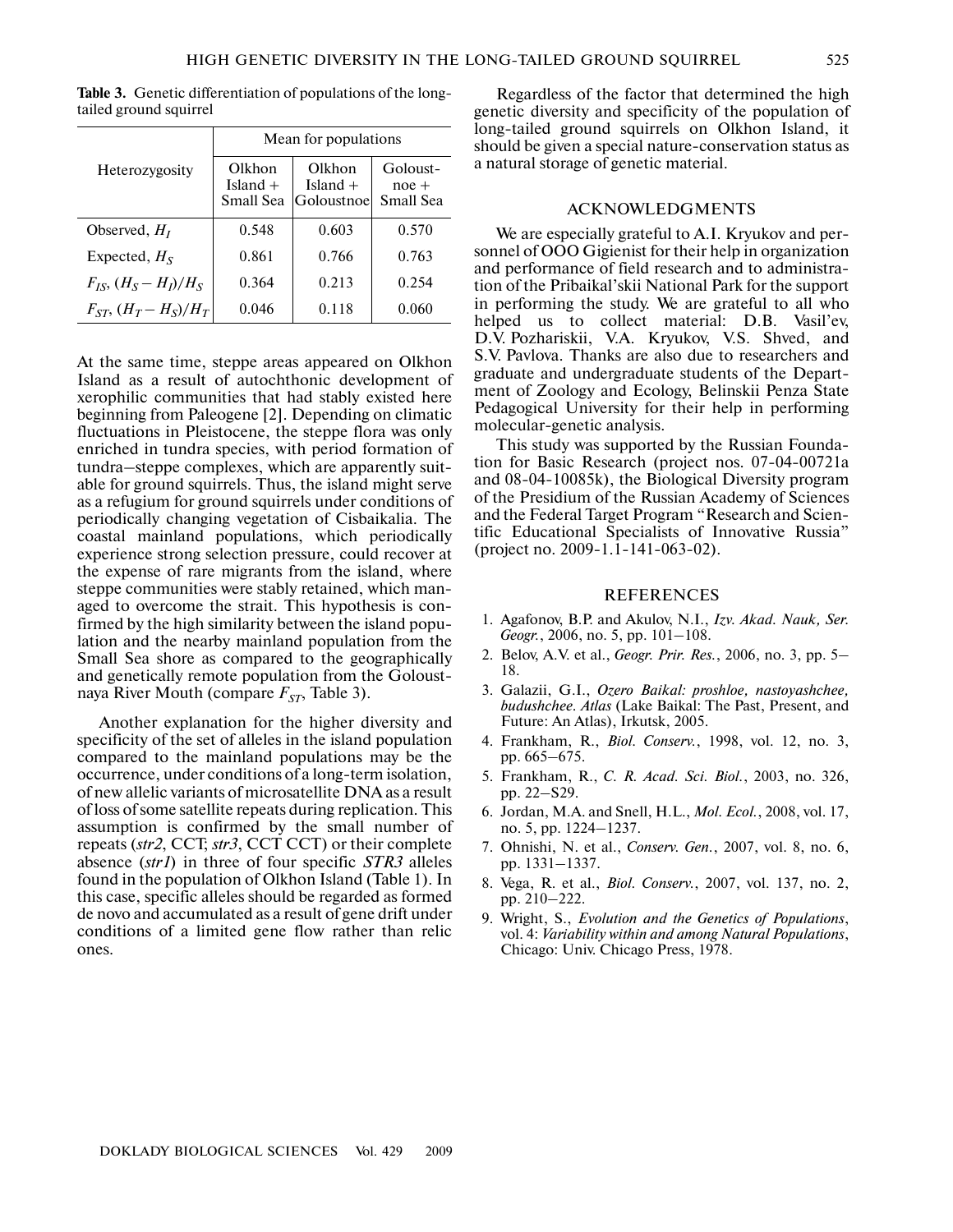**Table 3.** Genetic differentiation of populations of the long-tailed ground squirrel

| Heterozygosity | Mean for populations | | |
|---|---|---|---|
| | Olkhon Island + Small Sea | Olkhon Island + Goloustnoe | Goloustnoe + Small Sea |
| Observed, $H_I$ | 0.548 | 0.603 | 0.570 |
| Expected, $H_S$ | 0.861 | 0.766 | 0.763 |
| $F_{IS}$, $(H_S - H_I)/H_S$ | 0.364 | 0.213 | 0.254 |
| $F_{ST}$, $(H_T - H_S)/H_T$ | 0.046 | 0.118 | 0.060 |

At the same time, steppe areas appeared on Olkhon Island as a result of autochthonic development of xerophilic communities that had stably existed here beginning from Paleogene [2]. Depending on climatic fluctuations in Pleistocene, the steppe flora was only enriched in tundra species, with period formation of tundra–steppe complexes, which are apparently suitable for ground squirrels. Thus, the island might serve as a refugium for ground squirrels under conditions of periodically changing vegetation of Cisbaikalia. The coastal mainland populations, which periodically experience strong selection pressure, could recover at the expense of rare migrants from the island, where steppe communities were stably retained, which managed to overcome the strait. This hypothesis is confirmed by the high similarity between the island population and the nearby mainland population from the Small Sea shore as compared to the geographically and genetically remote population from the Goloustnaya River Mouth (compare $F_{ST}$, Table 3).

Another explanation for the higher diversity and specificity of the set of alleles in the island population compared to the mainland populations may be the occurrence, under conditions of a long-term isolation, of new allelic variants of microsatellite DNA as a result of loss of some satellite repeats during replication. This assumption is confirmed by the small number of repeats (*str2*, CCT; *str3*, CCT CCT) or their complete absence (*str1*) in three of four specific *STR3* alleles found in the population of Olkhon Island (Table 1). In this case, specific alleles should be regarded as formed de novo and accumulated as a result of gene drift under conditions of a limited gene flow rather than relic ones.

Regardless of the factor that determined the high genetic diversity and specificity of the population of long-tailed ground squirrels on Olkhon Island, it should be given a special nature-conservation status as a natural storage of genetic material.

## ACKNOWLEDGMENTS

We are especially grateful to A.I. Kryukov and personnel of OOO Gigienist for their help in organization and performance of field research and to administration of the Pribaikal'skii National Park for the support in performing the study. We are grateful to all who helped us to collect material: D.B. Vasil'ev, D.V. Pozhariskii, V.A. Kryukov, V.S. Shved, and S.V. Pavlova. Thanks are also due to researchers and graduate and undergraduate students of the Department of Zoology and Ecology, Belinskii Penza State Pedagogical University for their help in performing molecular-genetic analysis.

This study was supported by the Russian Foundation for Basic Research (project nos. 07-04-00721a and 08-04-10085k), the Biological Diversity program of the Presidium of the Russian Academy of Sciences and the Federal Target Program "Research and Scientific Educational Specialists of Innovative Russia" (project no. 2009-1.1-141-063-02).

## REFERENCES

1. Agafonov, B.P. and Akulov, N.I., *Izv. Akad. Nauk, Ser. Geogr.*, 2006, no. 5, pp. 101–108.
2. Belov, A.V. et al., *Geogr. Prir. Res.*, 2006, no. 3, pp. 5–18.
3. Galazii, G.I., *Ozero Baikal: proshloe, nastoyashchee, budushchee. Atlas* (Lake Baikal: The Past, Present, and Future: An Atlas), Irkutsk, 2005.
4. Frankham, R., *Biol. Conserv.*, 1998, vol. 12, no. 3, pp. 665–675.
5. Frankham, R., *C. R. Acad. Sci. Biol.*, 2003, no. 326, pp. 22–S29.
6. Jordan, M.A. and Snell, H.L., *Mol. Ecol.*, 2008, vol. 17, no. 5, pp. 1224–1237.
7. Ohnishi, N. et al., *Conserv. Gen.*, 2007, vol. 8, no. 6, pp. 1331–1337.
8. Vega, R. et al., *Biol. Conserv.*, 2007, vol. 137, no. 2, pp. 210–222.
9. Wright, S., *Evolution and the Genetics of Populations*, vol. 4: *Variability within and among Natural Populations*, Chicago: Univ. Chicago Press, 1978.